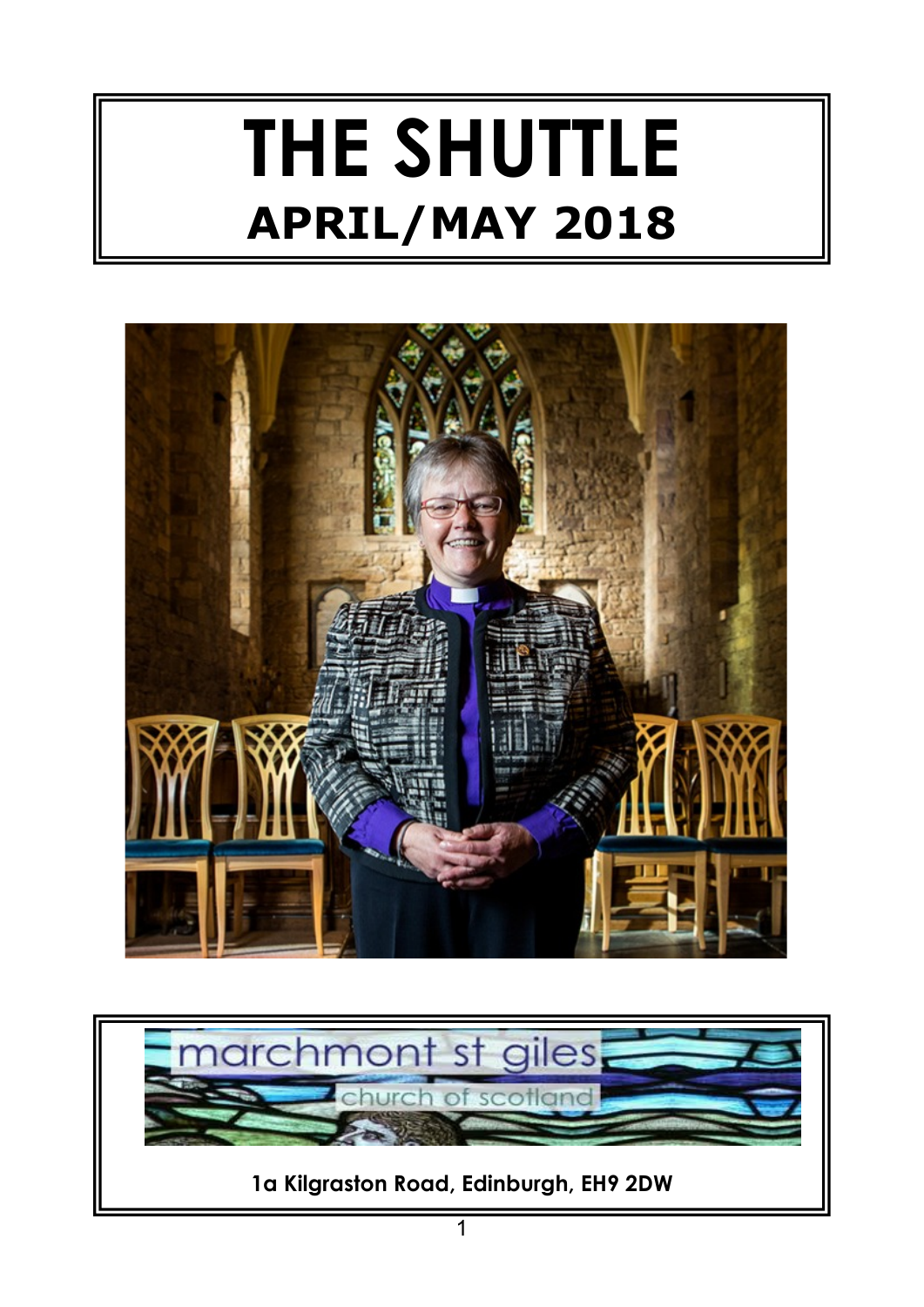# THE SHUTTLE

## APRIL/MAY 2018

marchmont st giles

church of scotland

**1a Kilgraston Road, Edinburgh, EH9 2DW**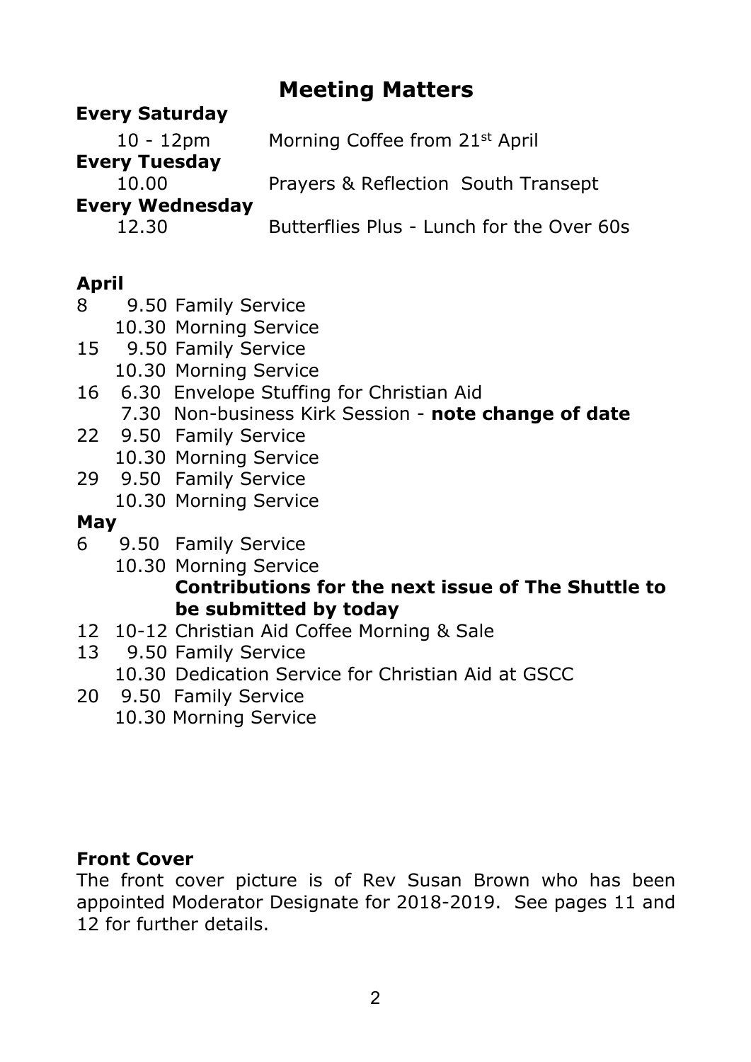# Meeting Matters

**Every Saturday**

10 - 12pm Morning Coffee from 21st April

**Every Tuesday**

10.00 Prayers & Reflection South Transept

**Every Wednesday**

12.30 Butterflies Plus - Lunch for the Over 60s

**April**

8 9.50 Family Service
  10.30 Morning Service
15 9.50 Family Service
  10.30 Morning Service
16 6.30 Envelope Stuffing for Christian Aid
  7.30 Non-business Kirk Session - **note change of date**
22 9.50 Family Service
  10.30 Morning Service
29 9.50 Family Service
  10.30 Morning Service

**May**

6 9.50 Family Service
  10.30 Morning Service
  **Contributions for the next issue of The Shuttle to be submitted by today**
12 10-12 Christian Aid Coffee Morning & Sale
13 9.50 Family Service
  10.30 Dedication Service for Christian Aid at GSCC
20 9.50 Family Service
  10.30 Morning Service

**Front Cover**

The front cover picture is of Rev Susan Brown who has been appointed Moderator Designate for 2018-2019. See pages 11 and 12 for further details.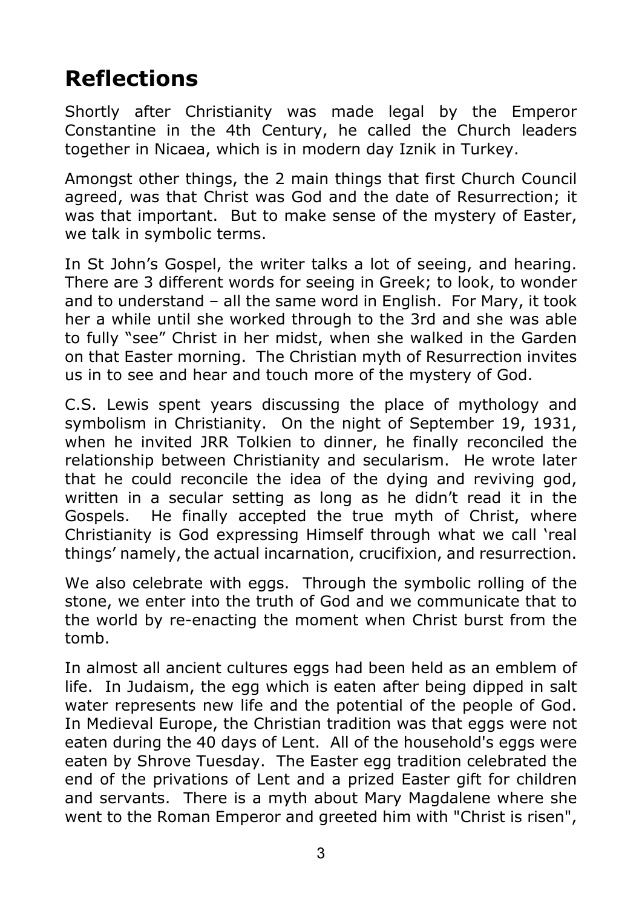# Reflections

Shortly after Christianity was made legal by the Emperor Constantine in the 4th Century, he called the Church leaders together in Nicaea, which is in modern day Iznik in Turkey.

Amongst other things, the 2 main things that first Church Council agreed, was that Christ was God and the date of Resurrection; it was that important. But to make sense of the mystery of Easter, we talk in symbolic terms.

In St John's Gospel, the writer talks a lot of seeing, and hearing. There are 3 different words for seeing in Greek; to look, to wonder and to understand – all the same word in English. For Mary, it took her a while until she worked through to the 3rd and she was able to fully "see" Christ in her midst, when she walked in the Garden on that Easter morning. The Christian myth of Resurrection invites us in to see and hear and touch more of the mystery of God.

C.S. Lewis spent years discussing the place of mythology and symbolism in Christianity. On the night of September 19, 1931, when he invited JRR Tolkien to dinner, he finally reconciled the relationship between Christianity and secularism. He wrote later that he could reconcile the idea of the dying and reviving god, written in a secular setting as long as he didn't read it in the Gospels. He finally accepted the true myth of Christ, where Christianity is God expressing Himself through what we call 'real things' namely, the actual incarnation, crucifixion, and resurrection.

We also celebrate with eggs. Through the symbolic rolling of the stone, we enter into the truth of God and we communicate that to the world by re-enacting the moment when Christ burst from the tomb.

In almost all ancient cultures eggs had been held as an emblem of life. In Judaism, the egg which is eaten after being dipped in salt water represents new life and the potential of the people of God. In Medieval Europe, the Christian tradition was that eggs were not eaten during the 40 days of Lent. All of the household's eggs were eaten by Shrove Tuesday. The Easter egg tradition celebrated the end of the privations of Lent and a prized Easter gift for children and servants. There is a myth about Mary Magdalene where she went to the Roman Emperor and greeted him with "Christ is risen",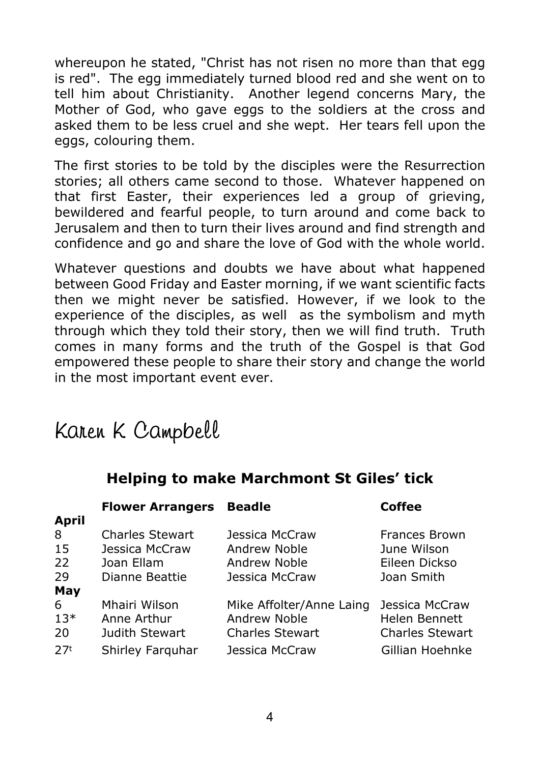whereupon he stated, "Christ has not risen no more than that egg is red". The egg immediately turned blood red and she went on to tell him about Christianity. Another legend concerns Mary, the Mother of God, who gave eggs to the soldiers at the cross and asked them to be less cruel and she wept. Her tears fell upon the eggs, colouring them.

The first stories to be told by the disciples were the Resurrection stories; all others came second to those. Whatever happened on that first Easter, their experiences led a group of grieving, bewildered and fearful people, to turn around and come back to Jerusalem and then to turn their lives around and find strength and confidence and go and share the love of God with the whole world.

Whatever questions and doubts we have about what happened between Good Friday and Easter morning, if we want scientific facts then we might never be satisfied. However, if we look to the experience of the disciples, as well as the symbolism and myth through which they told their story, then we will find truth. Truth comes in many forms and the truth of the Gospel is that God empowered these people to share their story and change the world in the most important event ever.

Karen K Campbell

## Helping to make Marchmont St Giles' tick

| | Flower Arrangers | Beadle | Coffee |
|---|---|---|---|
| **April** | | | |
| 8 | Charles Stewart | Jessica McCraw | Frances Brown |
| 15 | Jessica McCraw | Andrew Noble | June Wilson |
| 22 | Joan Ellam | Andrew Noble | Eileen Dickso |
| 29 | Dianne Beattie | Jessica McCraw | Joan Smith |
| **May** | | | |
| 6 | Mhairi Wilson | Mike Affolter/Anne Laing | Jessica McCraw |
| 13* | Anne Arthur | Andrew Noble | Helen Bennett |
| 20 | Judith Stewart | Charles Stewart | Charles Stewart |
| 27t | Shirley Farquhar | Jessica McCraw | Gillian Hoehnke |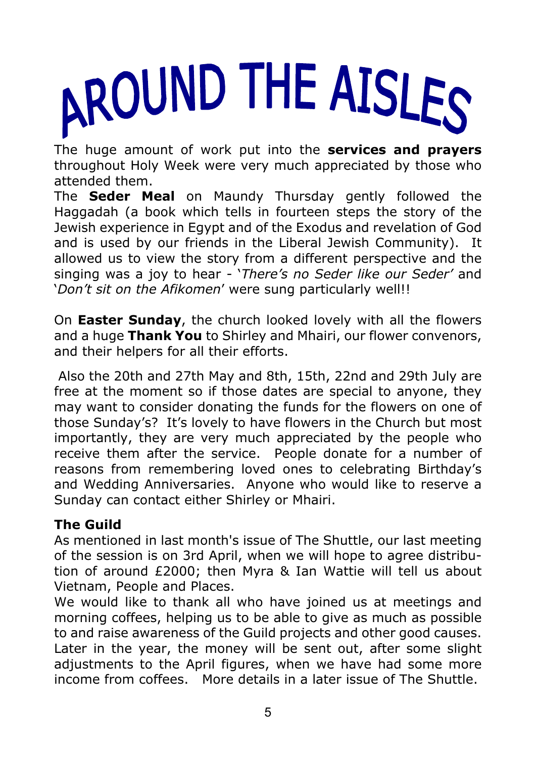# AROUND THE AISLES

The huge amount of work put into the **services and prayers** throughout Holy Week were very much appreciated by those who attended them.

The **Seder Meal** on Maundy Thursday gently followed the Haggadah (a book which tells in fourteen steps the story of the Jewish experience in Egypt and of the Exodus and revelation of God and is used by our friends in the Liberal Jewish Community). It allowed us to view the story from a different perspective and the singing was a joy to hear - '*There's no Seder like our Seder'* and '*Don't sit on the Afikomen*' were sung particularly well!!

On **Easter Sunday**, the church looked lovely with all the flowers and a huge **Thank You** to Shirley and Mhairi, our flower convenors, and their helpers for all their efforts.

Also the 20th and 27th May and 8th, 15th, 22nd and 29th July are free at the moment so if those dates are special to anyone, they may want to consider donating the funds for the flowers on one of those Sunday's? It's lovely to have flowers in the Church but most importantly, they are very much appreciated by the people who receive them after the service. People donate for a number of reasons from remembering loved ones to celebrating Birthday's and Wedding Anniversaries. Anyone who would like to reserve a Sunday can contact either Shirley or Mhairi.

**The Guild**

As mentioned in last month's issue of The Shuttle, our last meeting of the session is on 3rd April, when we will hope to agree distribution of around £2000; then Myra & Ian Wattie will tell us about Vietnam, People and Places.

We would like to thank all who have joined us at meetings and morning coffees, helping us to be able to give as much as possible to and raise awareness of the Guild projects and other good causes. Later in the year, the money will be sent out, after some slight adjustments to the April figures, when we have had some more income from coffees. More details in a later issue of The Shuttle.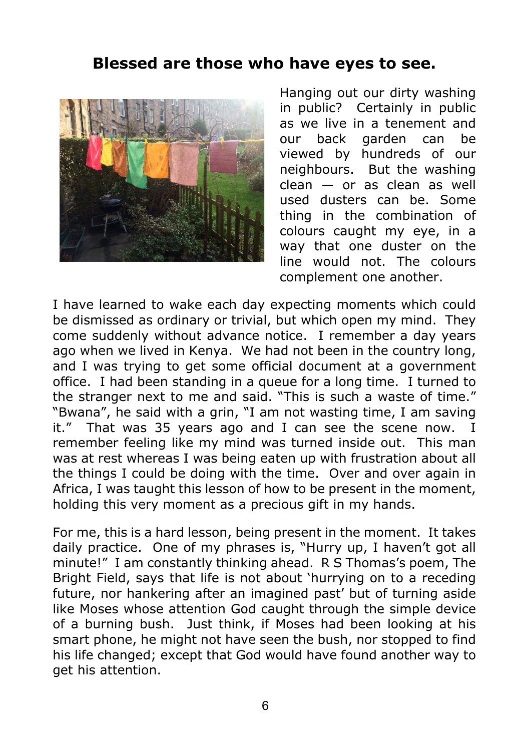## Blessed are those who have eyes to see.

Hanging out our dirty washing in public? Certainly in public as we live in a tenement and our back garden can be viewed by hundreds of our neighbours. But the washing clean — or as clean as well used dusters can be. Some thing in the combination of colours caught my eye, in a way that one duster on the line would not. The colours complement one another.

I have learned to wake each day expecting moments which could be dismissed as ordinary or trivial, but which open my mind. They come suddenly without advance notice. I remember a day years ago when we lived in Kenya. We had not been in the country long, and I was trying to get some official document at a government office. I had been standing in a queue for a long time. I turned to the stranger next to me and said. "This is such a waste of time." "Bwana", he said with a grin, "I am not wasting time, I am saving it." That was 35 years ago and I can see the scene now. I remember feeling like my mind was turned inside out. This man was at rest whereas I was being eaten up with frustration about all the things I could be doing with the time. Over and over again in Africa, I was taught this lesson of how to be present in the moment, holding this very moment as a precious gift in my hands.

For me, this is a hard lesson, being present in the moment. It takes daily practice. One of my phrases is, "Hurry up, I haven't got all minute!" I am constantly thinking ahead. R S Thomas's poem, The Bright Field, says that life is not about 'hurrying on to a receding future, nor hankering after an imagined past' but of turning aside like Moses whose attention God caught through the simple device of a burning bush. Just think, if Moses had been looking at his smart phone, he might not have seen the bush, nor stopped to find his life changed; except that God would have found another way to get his attention.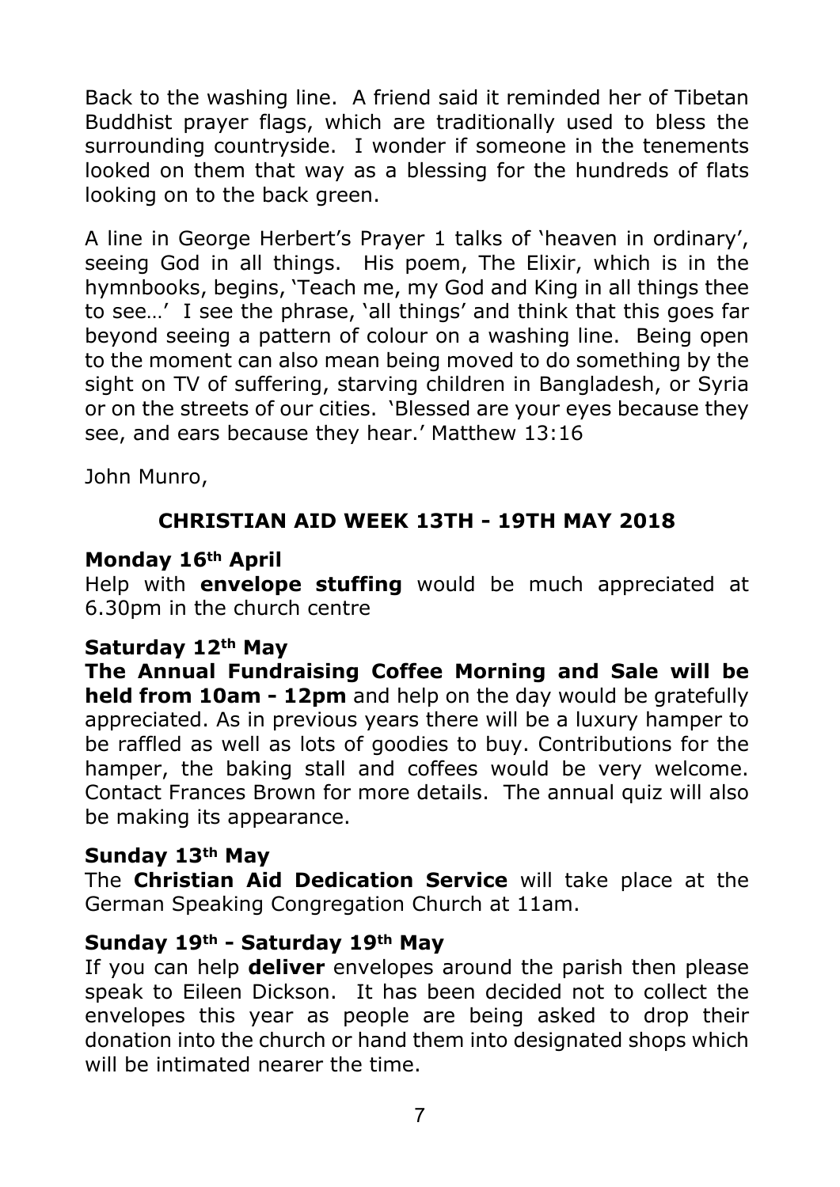Back to the washing line. A friend said it reminded her of Tibetan Buddhist prayer flags, which are traditionally used to bless the surrounding countryside. I wonder if someone in the tenements looked on them that way as a blessing for the hundreds of flats looking on to the back green.

A line in George Herbert's Prayer 1 talks of 'heaven in ordinary', seeing God in all things. His poem, The Elixir, which is in the hymnbooks, begins, 'Teach me, my God and King in all things thee to see…' I see the phrase, 'all things' and think that this goes far beyond seeing a pattern of colour on a washing line. Being open to the moment can also mean being moved to do something by the sight on TV of suffering, starving children in Bangladesh, or Syria or on the streets of our cities. 'Blessed are your eyes because they see, and ears because they hear.' Matthew 13:16

John Munro,

## CHRISTIAN AID WEEK 13TH - 19TH MAY 2018

### Monday 16th April

Help with **envelope stuffing** would be much appreciated at 6.30pm in the church centre

### Saturday 12th May

**The Annual Fundraising Coffee Morning and Sale will be held from 10am - 12pm** and help on the day would be gratefully appreciated. As in previous years there will be a luxury hamper to be raffled as well as lots of goodies to buy. Contributions for the hamper, the baking stall and coffees would be very welcome. Contact Frances Brown for more details. The annual quiz will also be making its appearance.

### Sunday 13th May

The **Christian Aid Dedication Service** will take place at the German Speaking Congregation Church at 11am.

### Sunday 19th - Saturday 19th May

If you can help **deliver** envelopes around the parish then please speak to Eileen Dickson. It has been decided not to collect the envelopes this year as people are being asked to drop their donation into the church or hand them into designated shops which will be intimated nearer the time.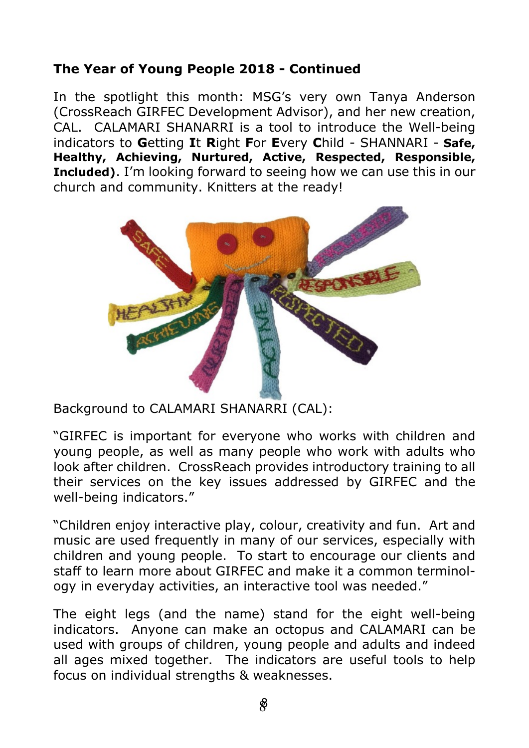## The Year of Young People 2018 - Continued

In the spotlight this month: MSG's very own Tanya Anderson (CrossReach GIRFEC Development Advisor), and her new creation, CAL. CALAMARI SHANARRI is a tool to introduce the Well-being indicators to **G**etting **I**t **R**ight **F**or **E**very **C**hild - SHANNARI - **Safe, Healthy, Achieving, Nurtured, Active, Respected, Responsible, Included)**. I'm looking forward to seeing how we can use this in our church and community. Knitters at the ready!

Background to CALAMARI SHANARRI (CAL):

"GIRFEC is important for everyone who works with children and young people, as well as many people who work with adults who look after children. CrossReach provides introductory training to all their services on the key issues addressed by GIRFEC and the well-being indicators."

"Children enjoy interactive play, colour, creativity and fun. Art and music are used frequently in many of our services, especially with children and young people. To start to encourage our clients and staff to learn more about GIRFEC and make it a common terminology in everyday activities, an interactive tool was needed."

The eight legs (and the name) stand for the eight well-being indicators. Anyone can make an octopus and CALAMARI can be used with groups of children, young people and adults and indeed all ages mixed together. The indicators are useful tools to help focus on individual strengths & weaknesses.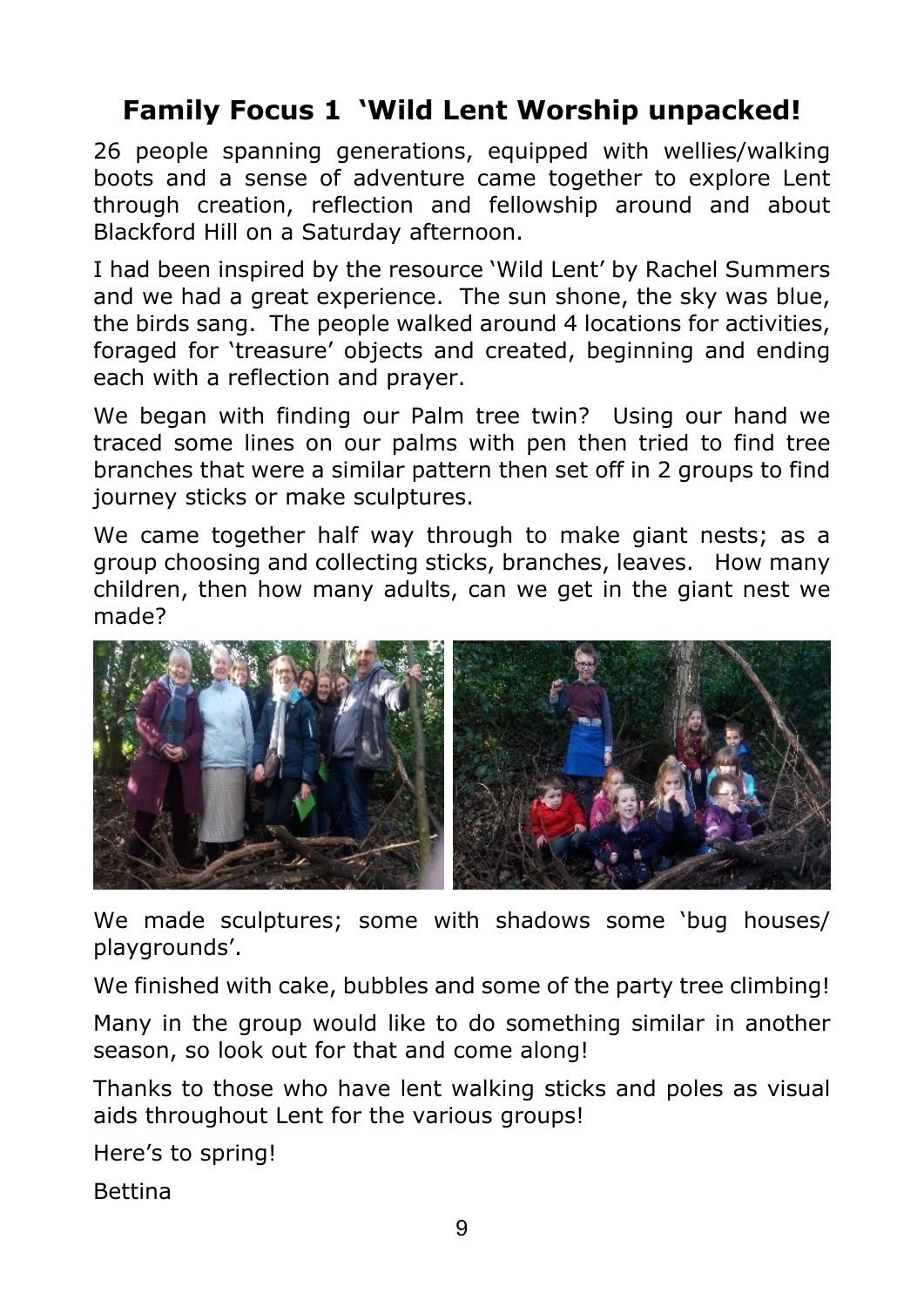## Family Focus 1 'Wild Lent Worship unpacked!

26 people spanning generations, equipped with wellies/walking boots and a sense of adventure came together to explore Lent through creation, reflection and fellowship around and about Blackford Hill on a Saturday afternoon.

I had been inspired by the resource 'Wild Lent' by Rachel Summers and we had a great experience. The sun shone, the sky was blue, the birds sang. The people walked around 4 locations for activities, foraged for 'treasure' objects and created, beginning and ending each with a reflection and prayer.

We began with finding our Palm tree twin? Using our hand we traced some lines on our palms with pen then tried to find tree branches that were a similar pattern then set off in 2 groups to find journey sticks or make sculptures.

We came together half way through to make giant nests; as a group choosing and collecting sticks, branches, leaves. How many children, then how many adults, can we get in the giant nest we made?

We made sculptures; some with shadows some 'bug houses/ playgrounds'.

We finished with cake, bubbles and some of the party tree climbing!

Many in the group would like to do something similar in another season, so look out for that and come along!

Thanks to those who have lent walking sticks and poles as visual aids throughout Lent for the various groups!

Here's to spring!

Bettina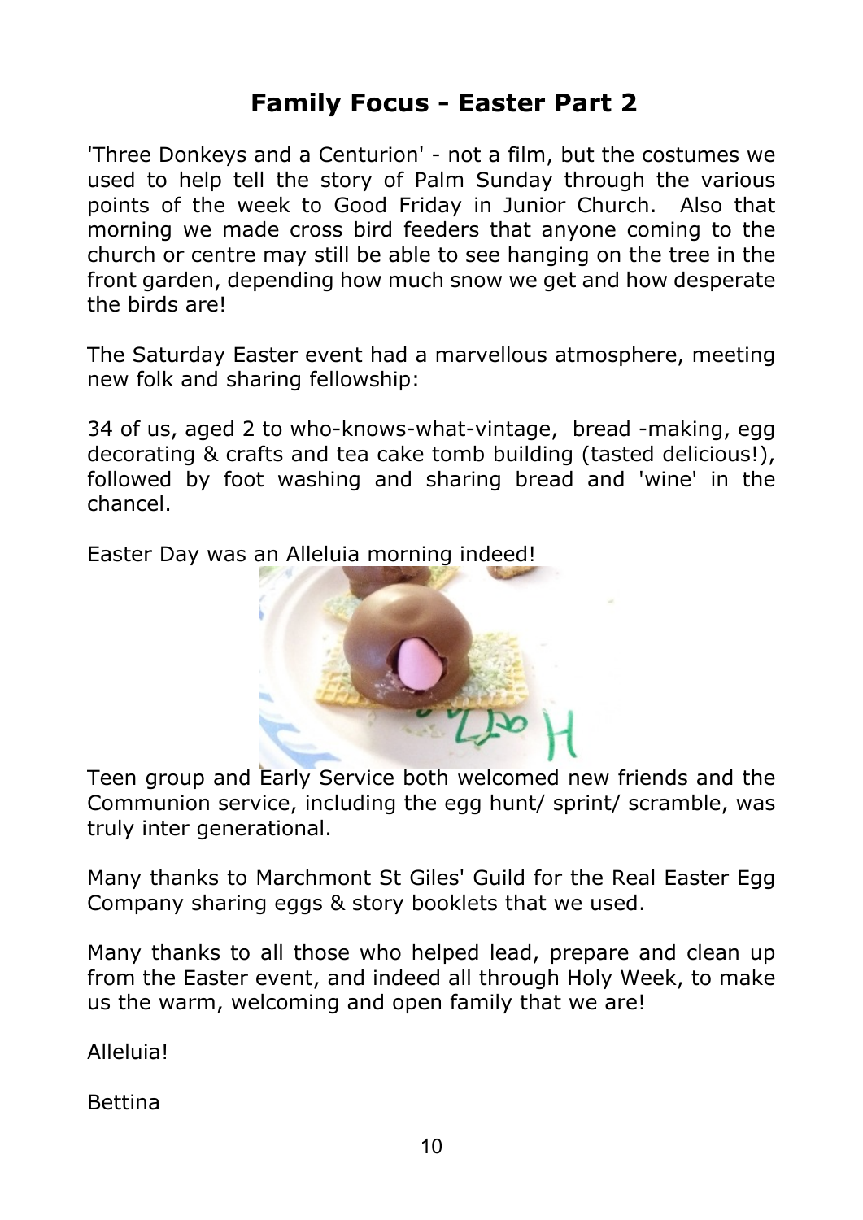## Family Focus - Easter Part 2

'Three Donkeys and a Centurion' - not a film, but the costumes we used to help tell the story of Palm Sunday through the various points of the week to Good Friday in Junior Church. Also that morning we made cross bird feeders that anyone coming to the church or centre may still be able to see hanging on the tree in the front garden, depending how much snow we get and how desperate the birds are!

The Saturday Easter event had a marvellous atmosphere, meeting new folk and sharing fellowship:

34 of us, aged 2 to who-knows-what-vintage, bread -making, egg decorating & crafts and tea cake tomb building (tasted delicious!), followed by foot washing and sharing bread and 'wine' in the chancel.

Easter Day was an Alleluia morning indeed!

Teen group and Early Service both welcomed new friends and the Communion service, including the egg hunt/ sprint/ scramble, was truly inter generational.

Many thanks to Marchmont St Giles' Guild for the Real Easter Egg Company sharing eggs & story booklets that we used.

Many thanks to all those who helped lead, prepare and clean up from the Easter event, and indeed all through Holy Week, to make us the warm, welcoming and open family that we are!

Alleluia!

Bettina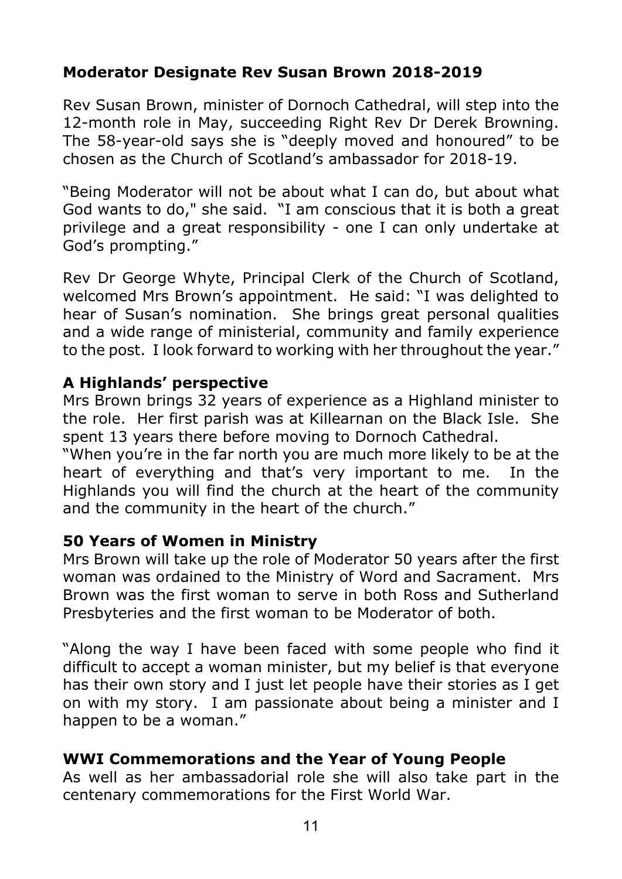## Moderator Designate Rev Susan Brown 2018-2019

Rev Susan Brown, minister of Dornoch Cathedral, will step into the 12-month role in May, succeeding Right Rev Dr Derek Browning. The 58-year-old says she is "deeply moved and honoured" to be chosen as the Church of Scotland's ambassador for 2018-19.

"Being Moderator will not be about what I can do, but about what God wants to do," she said. "I am conscious that it is both a great privilege and a great responsibility - one I can only undertake at God's prompting."

Rev Dr George Whyte, Principal Clerk of the Church of Scotland, welcomed Mrs Brown's appointment. He said: "I was delighted to hear of Susan's nomination. She brings great personal qualities and a wide range of ministerial, community and family experience to the post. I look forward to working with her throughout the year."

### A Highlands' perspective

Mrs Brown brings 32 years of experience as a Highland minister to the role. Her first parish was at Killearnan on the Black Isle. She spent 13 years there before moving to Dornoch Cathedral.

"When you're in the far north you are much more likely to be at the heart of everything and that's very important to me. In the Highlands you will find the church at the heart of the community and the community in the heart of the church."

### 50 Years of Women in Ministry

Mrs Brown will take up the role of Moderator 50 years after the first woman was ordained to the Ministry of Word and Sacrament. Mrs Brown was the first woman to serve in both Ross and Sutherland Presbyteries and the first woman to be Moderator of both.

"Along the way I have been faced with some people who find it difficult to accept a woman minister, but my belief is that everyone has their own story and I just let people have their stories as I get on with my story. I am passionate about being a minister and I happen to be a woman."

### WWI Commemorations and the Year of Young People

As well as her ambassadorial role she will also take part in the centenary commemorations for the First World War.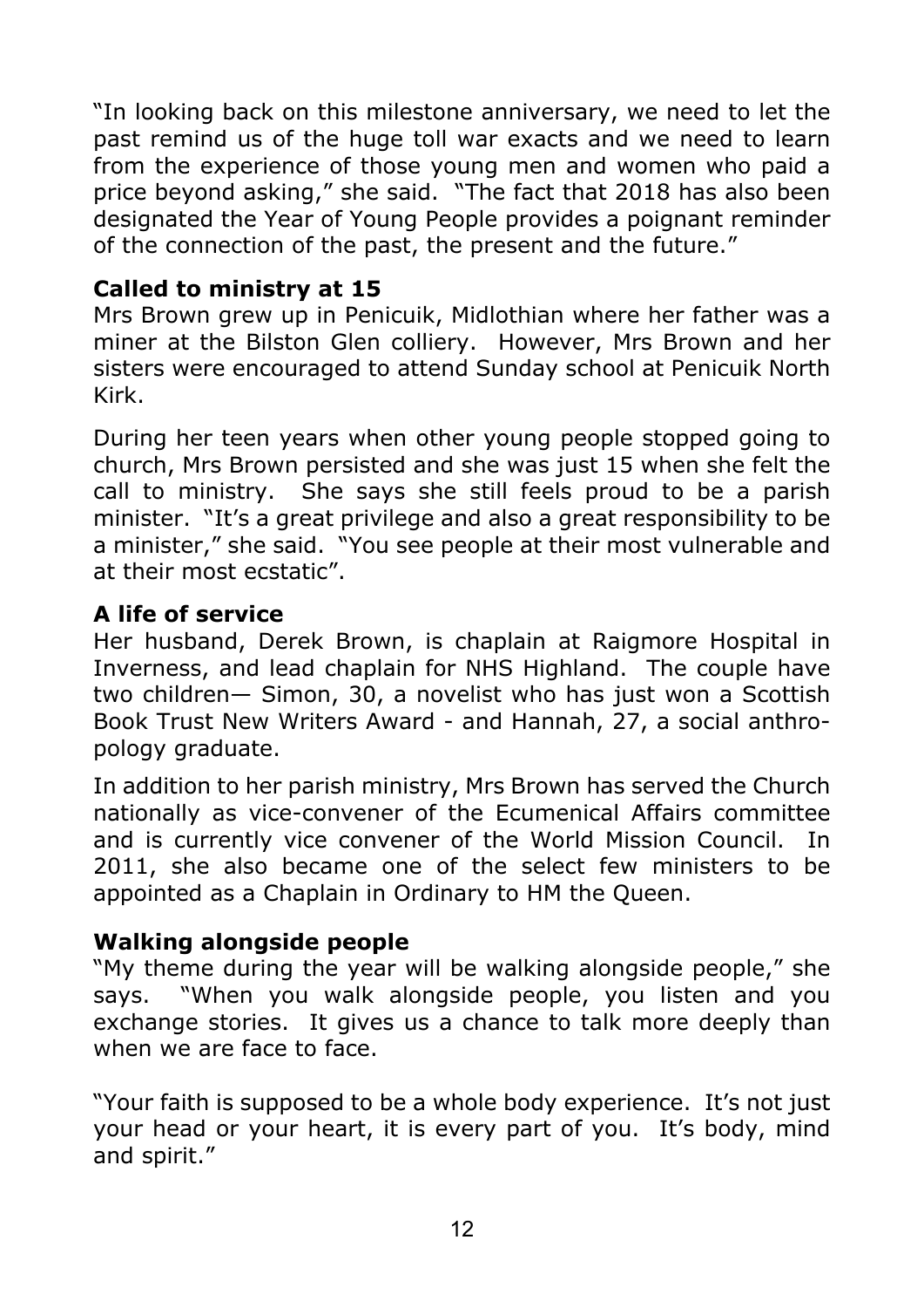"In looking back on this milestone anniversary, we need to let the past remind us of the huge toll war exacts and we need to learn from the experience of those young men and women who paid a price beyond asking," she said. "The fact that 2018 has also been designated the Year of Young People provides a poignant reminder of the connection of the past, the present and the future."

**Called to ministry at 15**

Mrs Brown grew up in Penicuik, Midlothian where her father was a miner at the Bilston Glen colliery. However, Mrs Brown and her sisters were encouraged to attend Sunday school at Penicuik North Kirk.

During her teen years when other young people stopped going to church, Mrs Brown persisted and she was just 15 when she felt the call to ministry. She says she still feels proud to be a parish minister. "It's a great privilege and also a great responsibility to be a minister," she said. "You see people at their most vulnerable and at their most ecstatic".

**A life of service**

Her husband, Derek Brown, is chaplain at Raigmore Hospital in Inverness, and lead chaplain for NHS Highland. The couple have two children— Simon, 30, a novelist who has just won a Scottish Book Trust New Writers Award - and Hannah, 27, a social anthropology graduate.

In addition to her parish ministry, Mrs Brown has served the Church nationally as vice-convener of the Ecumenical Affairs committee and is currently vice convener of the World Mission Council. In 2011, she also became one of the select few ministers to be appointed as a Chaplain in Ordinary to HM the Queen.

**Walking alongside people**

"My theme during the year will be walking alongside people," she says. "When you walk alongside people, you listen and you exchange stories. It gives us a chance to talk more deeply than when we are face to face.

"Your faith is supposed to be a whole body experience. It's not just your head or your heart, it is every part of you. It's body, mind and spirit."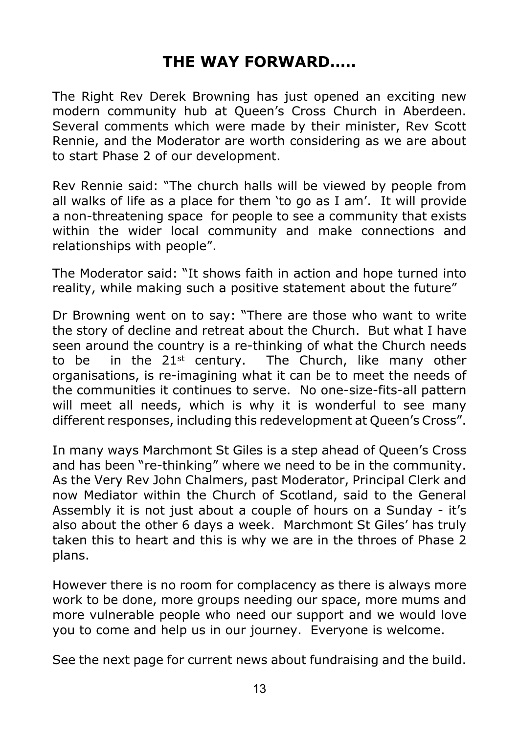# THE WAY FORWARD.....

The Right Rev Derek Browning has just opened an exciting new modern community hub at Queen's Cross Church in Aberdeen. Several comments which were made by their minister, Rev Scott Rennie, and the Moderator are worth considering as we are about to start Phase 2 of our development.

Rev Rennie said: "The church halls will be viewed by people from all walks of life as a place for them 'to go as I am'. It will provide a non-threatening space for people to see a community that exists within the wider local community and make connections and relationships with people".

The Moderator said: "It shows faith in action and hope turned into reality, while making such a positive statement about the future"

Dr Browning went on to say: "There are those who want to write the story of decline and retreat about the Church. But what I have seen around the country is a re-thinking of what the Church needs to be in the 21st century. The Church, like many other organisations, is re-imagining what it can be to meet the needs of the communities it continues to serve. No one-size-fits-all pattern will meet all needs, which is why it is wonderful to see many different responses, including this redevelopment at Queen's Cross".

In many ways Marchmont St Giles is a step ahead of Queen's Cross and has been "re-thinking" where we need to be in the community. As the Very Rev John Chalmers, past Moderator, Principal Clerk and now Mediator within the Church of Scotland, said to the General Assembly it is not just about a couple of hours on a Sunday - it's also about the other 6 days a week. Marchmont St Giles' has truly taken this to heart and this is why we are in the throes of Phase 2 plans.

However there is no room for complacency as there is always more work to be done, more groups needing our space, more mums and more vulnerable people who need our support and we would love you to come and help us in our journey. Everyone is welcome.

See the next page for current news about fundraising and the build.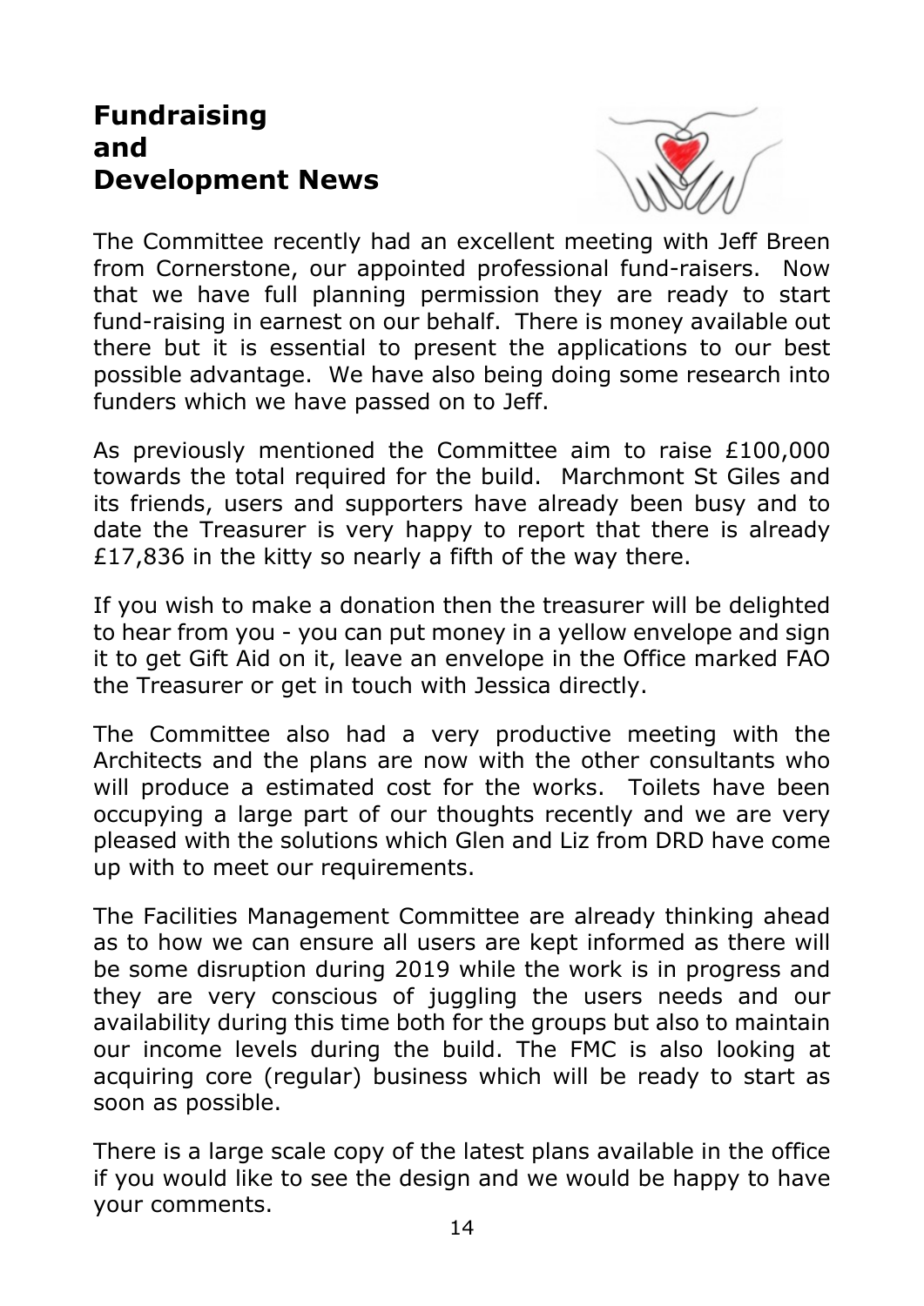# Fundraising and Development News

The Committee recently had an excellent meeting with Jeff Breen from Cornerstone, our appointed professional fund-raisers. Now that we have full planning permission they are ready to start fund-raising in earnest on our behalf. There is money available out there but it is essential to present the applications to our best possible advantage. We have also being doing some research into funders which we have passed on to Jeff.

As previously mentioned the Committee aim to raise £100,000 towards the total required for the build. Marchmont St Giles and its friends, users and supporters have already been busy and to date the Treasurer is very happy to report that there is already £17,836 in the kitty so nearly a fifth of the way there.

If you wish to make a donation then the treasurer will be delighted to hear from you - you can put money in a yellow envelope and sign it to get Gift Aid on it, leave an envelope in the Office marked FAO the Treasurer or get in touch with Jessica directly.

The Committee also had a very productive meeting with the Architects and the plans are now with the other consultants who will produce a estimated cost for the works. Toilets have been occupying a large part of our thoughts recently and we are very pleased with the solutions which Glen and Liz from DRD have come up with to meet our requirements.

The Facilities Management Committee are already thinking ahead as to how we can ensure all users are kept informed as there will be some disruption during 2019 while the work is in progress and they are very conscious of juggling the users needs and our availability during this time both for the groups but also to maintain our income levels during the build. The FMC is also looking at acquiring core (regular) business which will be ready to start as soon as possible.

There is a large scale copy of the latest plans available in the office if you would like to see the design and we would be happy to have your comments.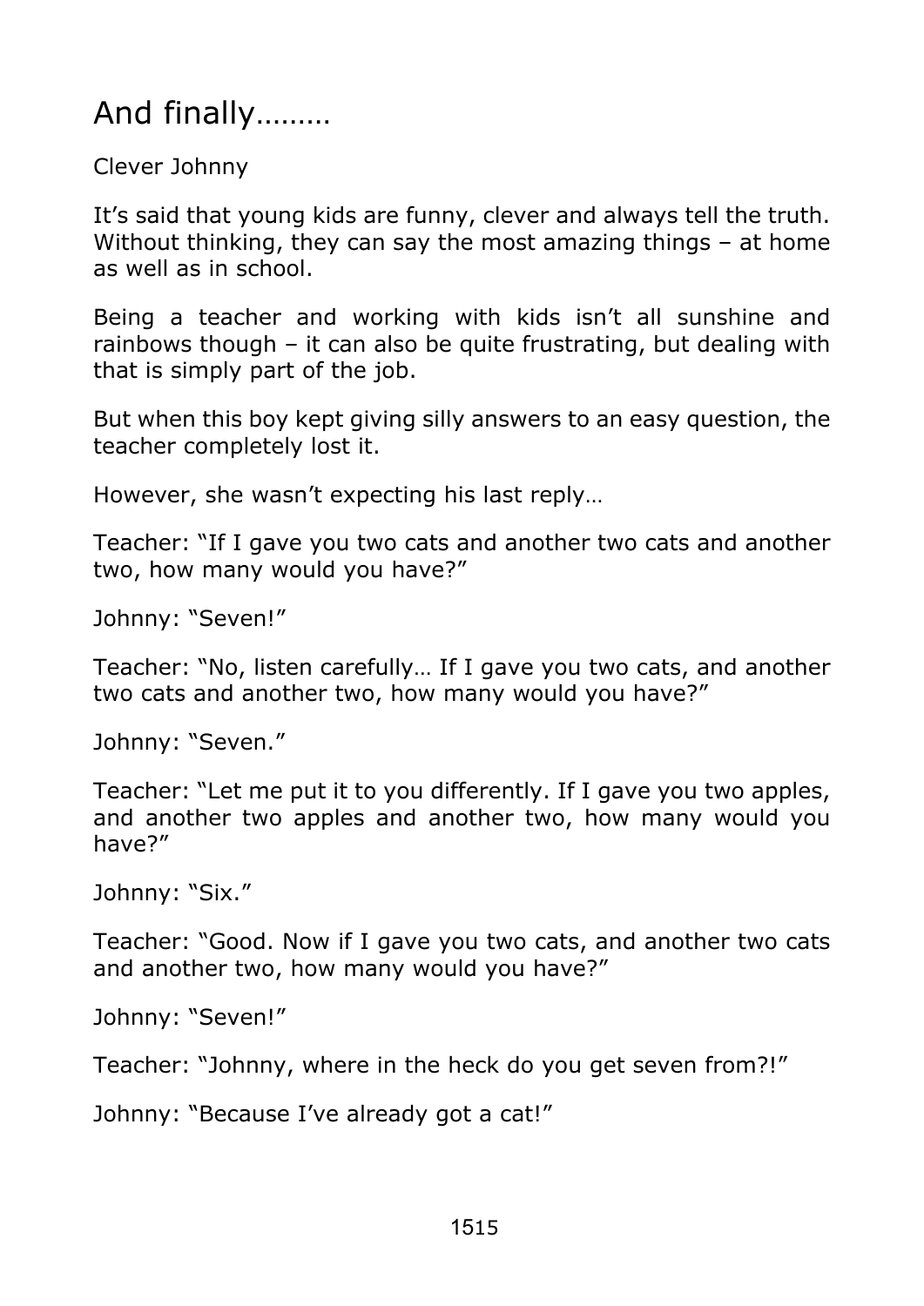# And finally………

Clever Johnny

It's said that young kids are funny, clever and always tell the truth. Without thinking, they can say the most amazing things – at home as well as in school.

Being a teacher and working with kids isn't all sunshine and rainbows though – it can also be quite frustrating, but dealing with that is simply part of the job.

But when this boy kept giving silly answers to an easy question, the teacher completely lost it.

However, she wasn't expecting his last reply…

Teacher: "If I gave you two cats and another two cats and another two, how many would you have?"

Johnny: "Seven!"

Teacher: "No, listen carefully… If I gave you two cats, and another two cats and another two, how many would you have?"

Johnny: "Seven."

Teacher: "Let me put it to you differently. If I gave you two apples, and another two apples and another two, how many would you have?"

Johnny: "Six."

Teacher: "Good. Now if I gave you two cats, and another two cats and another two, how many would you have?"

Johnny: "Seven!"

Teacher: "Johnny, where in the heck do you get seven from?!"

Johnny: "Because I've already got a cat!"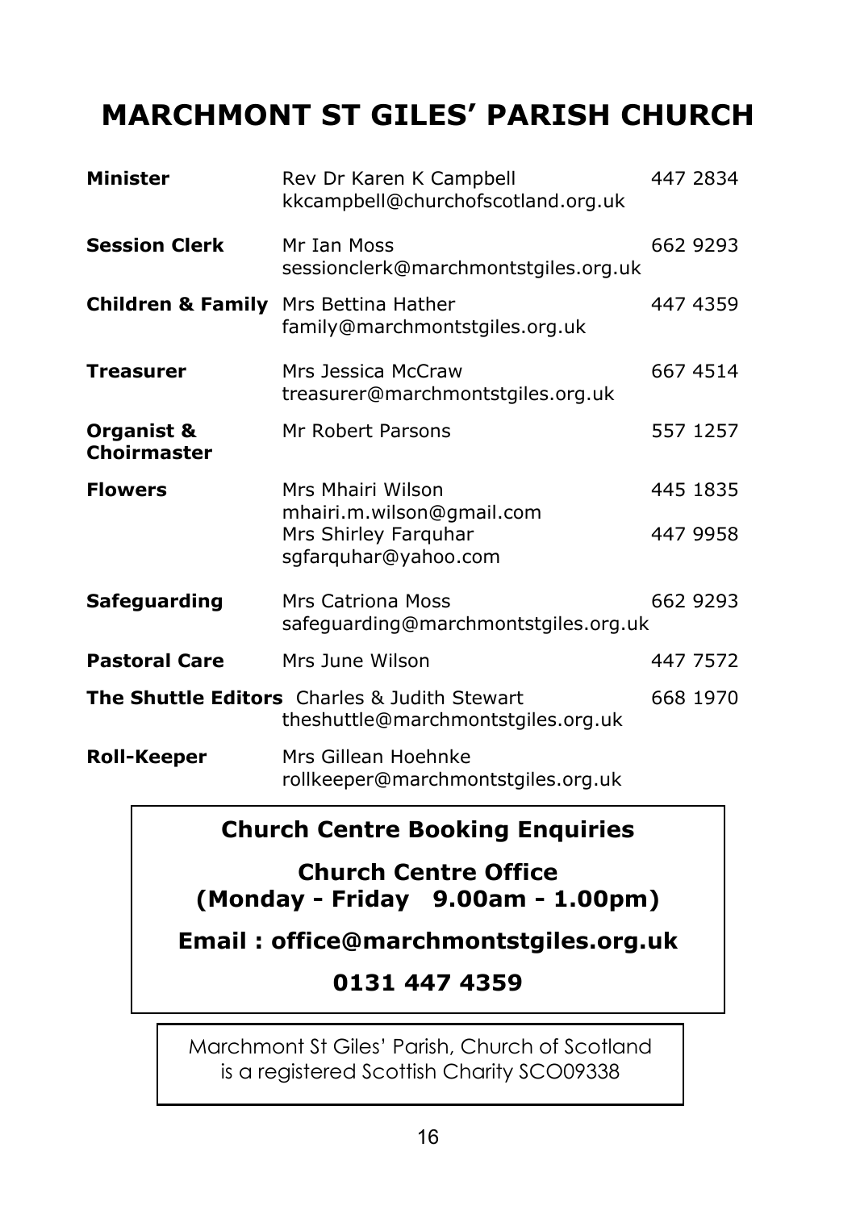# MARCHMONT ST GILES' PARISH CHURCH

| | | |
|---|---|---|
| **Minister** | Rev Dr Karen K Campbell<br>kkcampbell@churchofscotland.org.uk | 447 2834 |
| **Session Clerk** | Mr Ian Moss<br>sessionclerk@marchmontstgiles.org.uk | 662 9293 |
| **Children & Family** | Mrs Bettina Hather<br>family@marchmontstgiles.org.uk | 447 4359 |
| **Treasurer** | Mrs Jessica McCraw<br>treasurer@marchmontstgiles.org.uk | 667 4514 |
| **Organist & Choirmaster** | Mr Robert Parsons | 557 1257 |
| **Flowers** | Mrs Mhairi Wilson<br>mhairi.m.wilson@gmail.com | 445 1835 |
| | Mrs Shirley Farquhar<br>sgfarquhar@yahoo.com | 447 9958 |
| **Safeguarding** | Mrs Catriona Moss<br>safeguarding@marchmontstgiles.org.uk | 662 9293 |
| **Pastoral Care** | Mrs June Wilson | 447 7572 |
| **The Shuttle Editors** | Charles & Judith Stewart<br>theshuttle@marchmontstgiles.org.uk | 668 1970 |
| **Roll-Keeper** | Mrs Gillean Hoehnke<br>rollkeeper@marchmontstgiles.org.uk | |

**Church Centre Booking Enquiries**

**Church Centre Office**
**(Monday - Friday 9.00am - 1.00pm)**

**Email : office@marchmontstgiles.org.uk**

**0131 447 4359**

Marchmont St Giles' Parish, Church of Scotland
is a registered Scottish Charity SCO09338